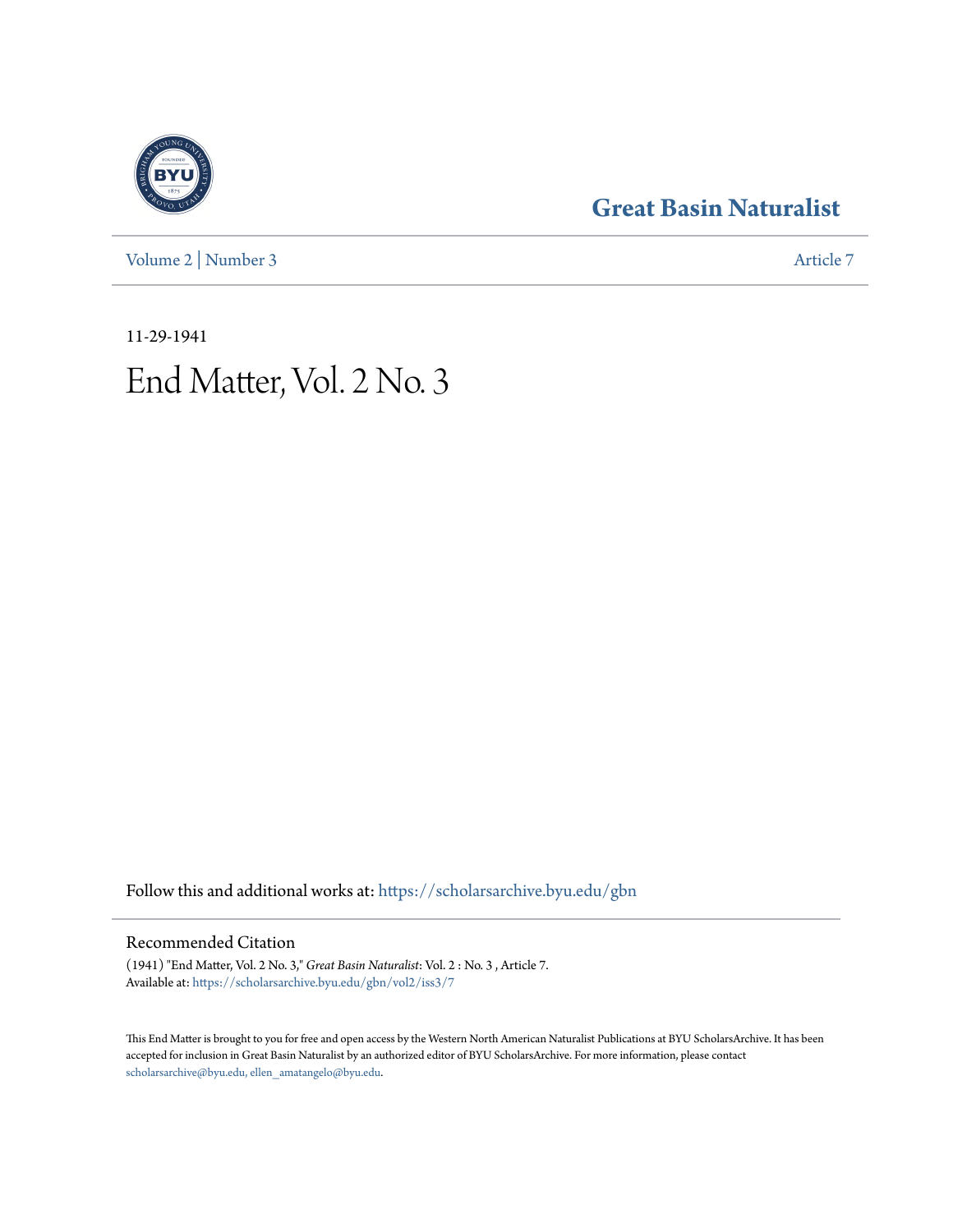# Great Basin Naturalist

Volume 2 | Number 3 — Article 7

11-29-1941

# End Matter, Vol. 2 No. 3

Follow this and additional works at: https://scholarsarchive.byu.edu/gbn

## Recommended Citation

(1941) "End Matter, Vol. 2 No. 3," *Great Basin Naturalist*: Vol. 2 : No. 3 , Article 7.
Available at: https://scholarsarchive.byu.edu/gbn/vol2/iss3/7

This End Matter is brought to you for free and open access by the Western North American Naturalist Publications at BYU ScholarsArchive. It has been accepted for inclusion in Great Basin Naturalist by an authorized editor of BYU ScholarsArchive. For more information, please contact scholarsarchive@byu.edu, ellen_amatangelo@byu.edu.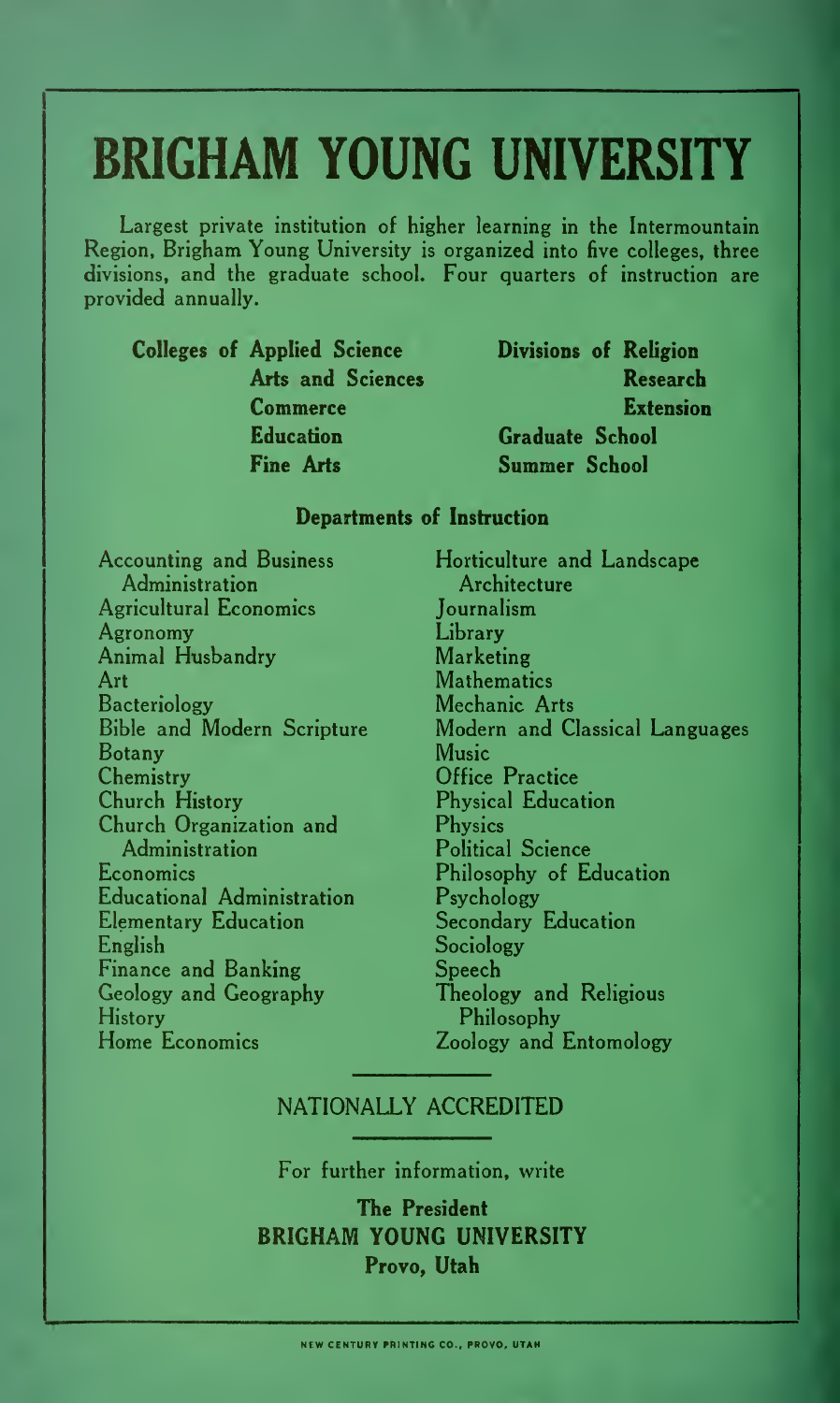# BRIGHAM YOUNG UNIVERSITY

Largest private institution of higher learning in the Intermountain Region, Brigham Young University is organized into five colleges, three divisions, and the graduate school. Four quarters of instruction are provided annually.

**Colleges of Applied Science**
**Arts and Sciences**
**Commerce**
**Education**
**Fine Arts**

**Divisions of Religion**
**Research**
**Extension**
**Graduate School**
**Summer School**

## Departments of Instruction

Accounting and Business Administration
Agricultural Economics
Agronomy
Animal Husbandry
Art
Bacteriology
Bible and Modern Scripture
Botany
Chemistry
Church History
Church Organization and Administration
Economics
Educational Administration
Elementary Education
English
Finance and Banking
Geology and Geography
History
Home Economics
Horticulture and Landscape Architecture
Journalism
Library
Marketing
Mathematics
Mechanic Arts
Modern and Classical Languages
Music
Office Practice
Physical Education
Physics
Political Science
Philosophy of Education
Psychology
Secondary Education
Sociology
Speech
Theology and Religious Philosophy
Zoology and Entomology

NATIONALLY ACCREDITED

For further information, write

**The President**
**BRIGHAM YOUNG UNIVERSITY**
**Provo, Utah**

NEW CENTURY PRINTING CO., PROVO, UTAH